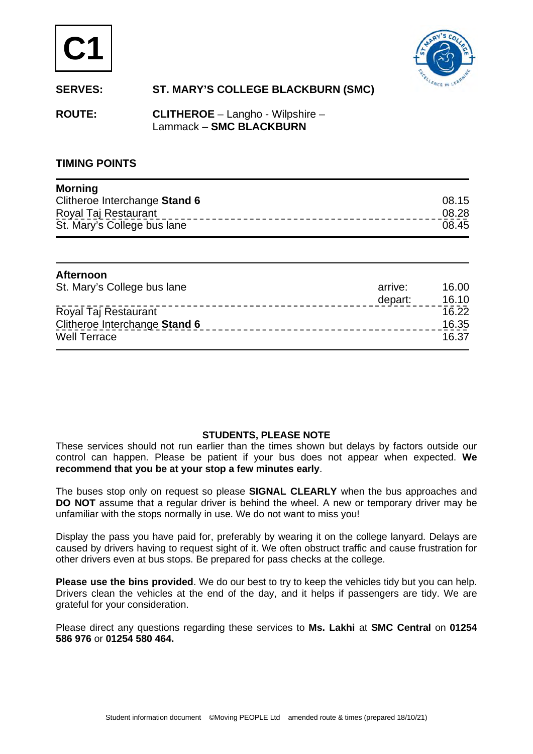# C1

**SERVES:** ST. MARY'S COLLEGE BLACKBURN (SMC)

**ROUTE:** **CLITHEROE** – Langho - Wilpshire – Lammack – **SMC BLACKBURN**

## TIMING POINTS

| **Morning** | | |
|---|---|---|
| Clitheroe Interchange **Stand 6** | | 08.15 |
| Royal Taj Restaurant | | 08.28 |
| St. Mary's College bus lane | | 08.45 |

| **Afternoon** | | |
|---|---|---|
| St. Mary's College bus lane | arrive: | 16.00 |
| | depart: | 16.10 |
| Royal Taj Restaurant | | 16.22 |
| Clitheroe Interchange **Stand 6** | | 16.35 |
| Well Terrace | | 16.37 |

**STUDENTS, PLEASE NOTE**

These services should not run earlier than the times shown but delays by factors outside our control can happen. Please be patient if your bus does not appear when expected. **We recommend that you be at your stop a few minutes early**.

The buses stop only on request so please **SIGNAL CLEARLY** when the bus approaches and **DO NOT** assume that a regular driver is behind the wheel. A new or temporary driver may be unfamiliar with the stops normally in use. We do not want to miss you!

Display the pass you have paid for, preferably by wearing it on the college lanyard. Delays are caused by drivers having to request sight of it. We often obstruct traffic and cause frustration for other drivers even at bus stops. Be prepared for pass checks at the college.

**Please use the bins provided**. We do our best to try to keep the vehicles tidy but you can help. Drivers clean the vehicles at the end of the day, and it helps if passengers are tidy. We are grateful for your consideration.

Please direct any questions regarding these services to **Ms. Lakhi** at **SMC Central** on **01254 586 976** or **01254 580 464.**

Student information document ©Moving PEOPLE Ltd amended route & times (prepared 18/10/21)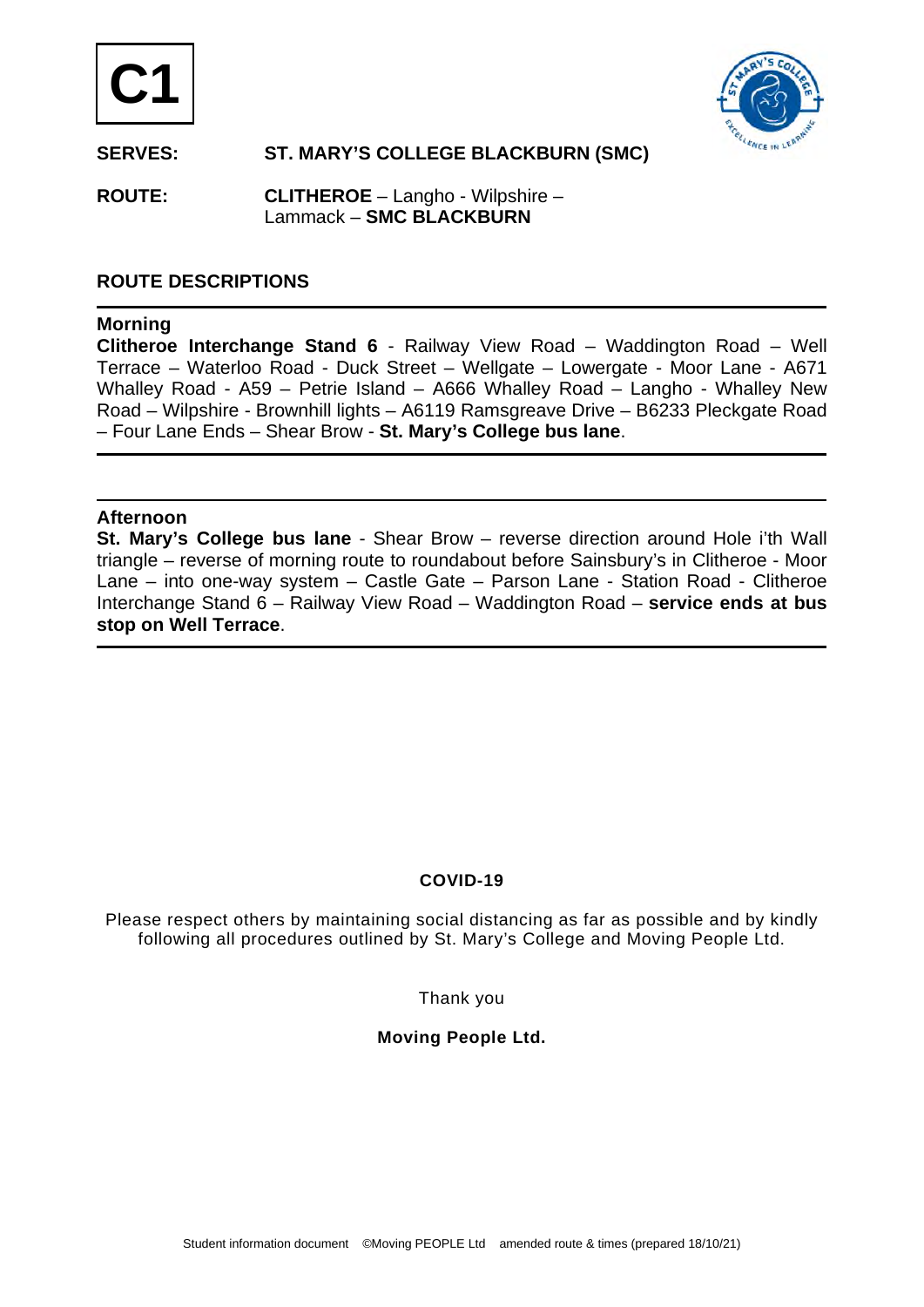# C1

**SERVES:** **ST. MARY'S COLLEGE BLACKBURN (SMC)**

**ROUTE:** **CLITHEROE** – Langho - Wilpshire – Lammack – **SMC BLACKBURN**

## ROUTE DESCRIPTIONS

### Morning

**Clitheroe Interchange Stand 6** - Railway View Road – Waddington Road – Well Terrace – Waterloo Road - Duck Street – Wellgate – Lowergate - Moor Lane - A671 Whalley Road - A59 – Petrie Island – A666 Whalley Road – Langho - Whalley New Road – Wilpshire - Brownhill lights – A6119 Ramsgreave Drive – B6233 Pleckgate Road – Four Lane Ends – Shear Brow - **St. Mary's College bus lane**.

### Afternoon

**St. Mary's College bus lane** - Shear Brow – reverse direction around Hole i'th Wall triangle – reverse of morning route to roundabout before Sainsbury's in Clitheroe - Moor Lane – into one-way system – Castle Gate – Parson Lane - Station Road - Clitheroe Interchange Stand 6 – Railway View Road – Waddington Road – **service ends at bus stop on Well Terrace**.

**COVID-19**

Please respect others by maintaining social distancing as far as possible and by kindly following all procedures outlined by St. Mary's College and Moving People Ltd.

Thank you

**Moving People Ltd.**

Student information document ©Moving PEOPLE Ltd amended route & times (prepared 18/10/21)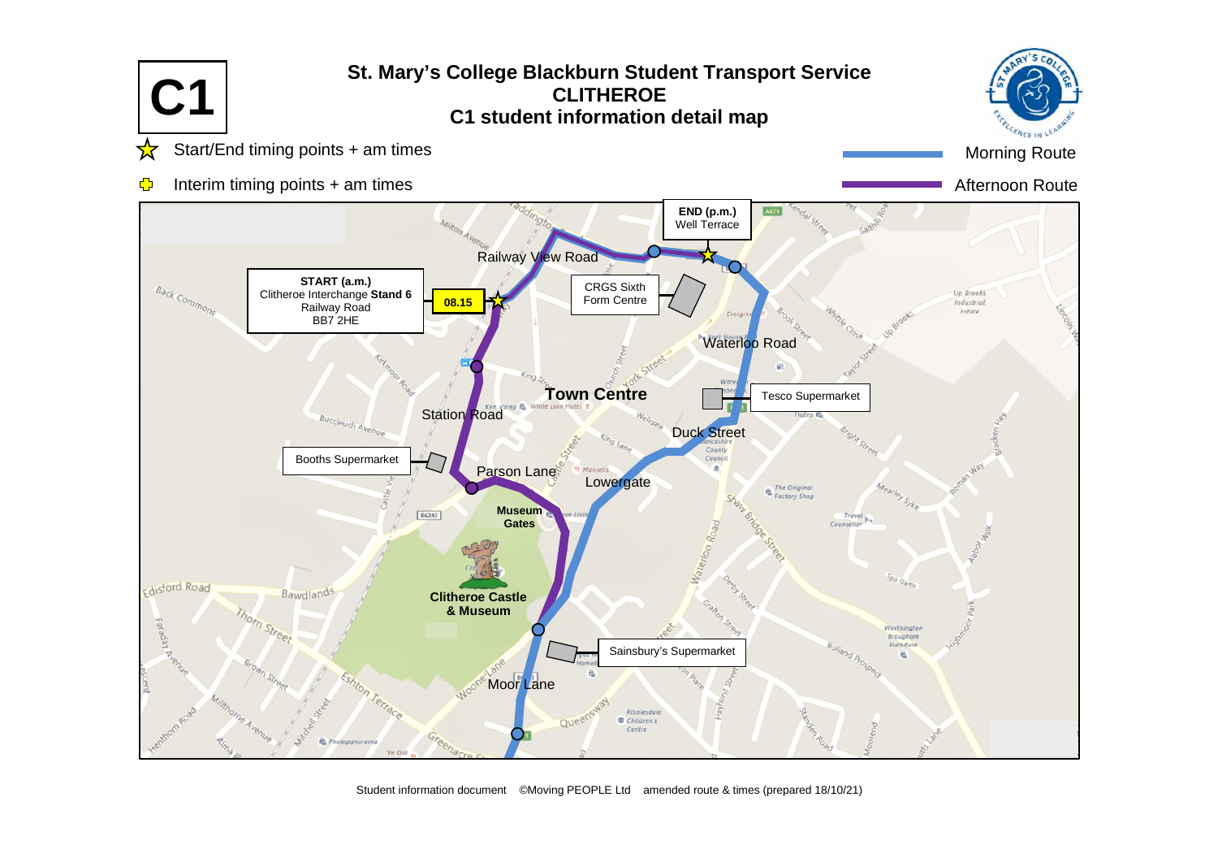# C1

## St. Mary's College Blackburn Student Transport Service
## CLITHEROE
## C1 student information detail map

- Start/End timing points + am times
- Interim timing points + am times

- Morning Route
- Afternoon Route

**START (a.m.)**
Clitheroe Interchange **Stand 6**
Railway Road
BB7 2HE

**08.15**

**END (p.m.)**
Well Terrace

CRGS Sixth Form Centre

Tesco Supermarket

Booths Supermarket

Sainsbury's Supermarket

Railway View Road

Waterloo Road

**Town Centre**

Station Road

Duck Street

Parson Lane

Lowergate

**Museum Gates**

**Clitheroe Castle & Museum**

Moor Lane

Student information document ©Moving PEOPLE Ltd amended route & times (prepared 18/10/21)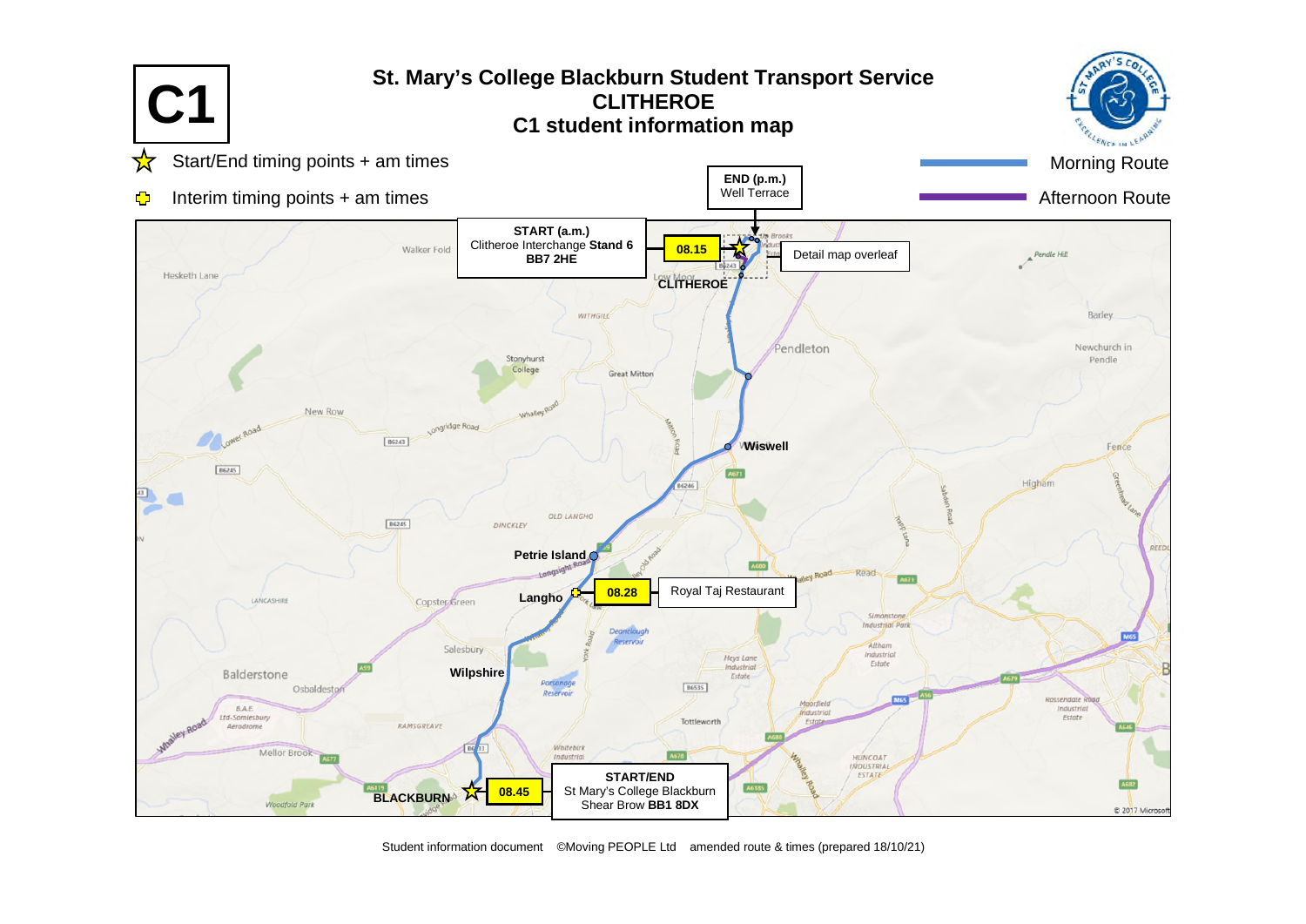# C1

## St. Mary's College Blackburn Student Transport Service
## CLITHEROE
## C1 student information map

Start/End timing points + am times

Interim timing points + am times

Morning Route

Afternoon Route

**END (p.m.)**
Well Terrace

**START (a.m.)**
Clitheroe Interchange **Stand 6**
**BB7 2HE**

**08.15**

Detail map overleaf

**CLITHEROE**

**Wiswell**

**Petrie Island**

**Langho**

**08.28**

Royal Taj Restaurant

**Wilpshire**

**BLACKBURN**

**08.45**

**START/END**
St Mary's College Blackburn
Shear Brow **BB1 8DX**

Student information document ©Moving PEOPLE Ltd amended route & times (prepared 18/10/21)